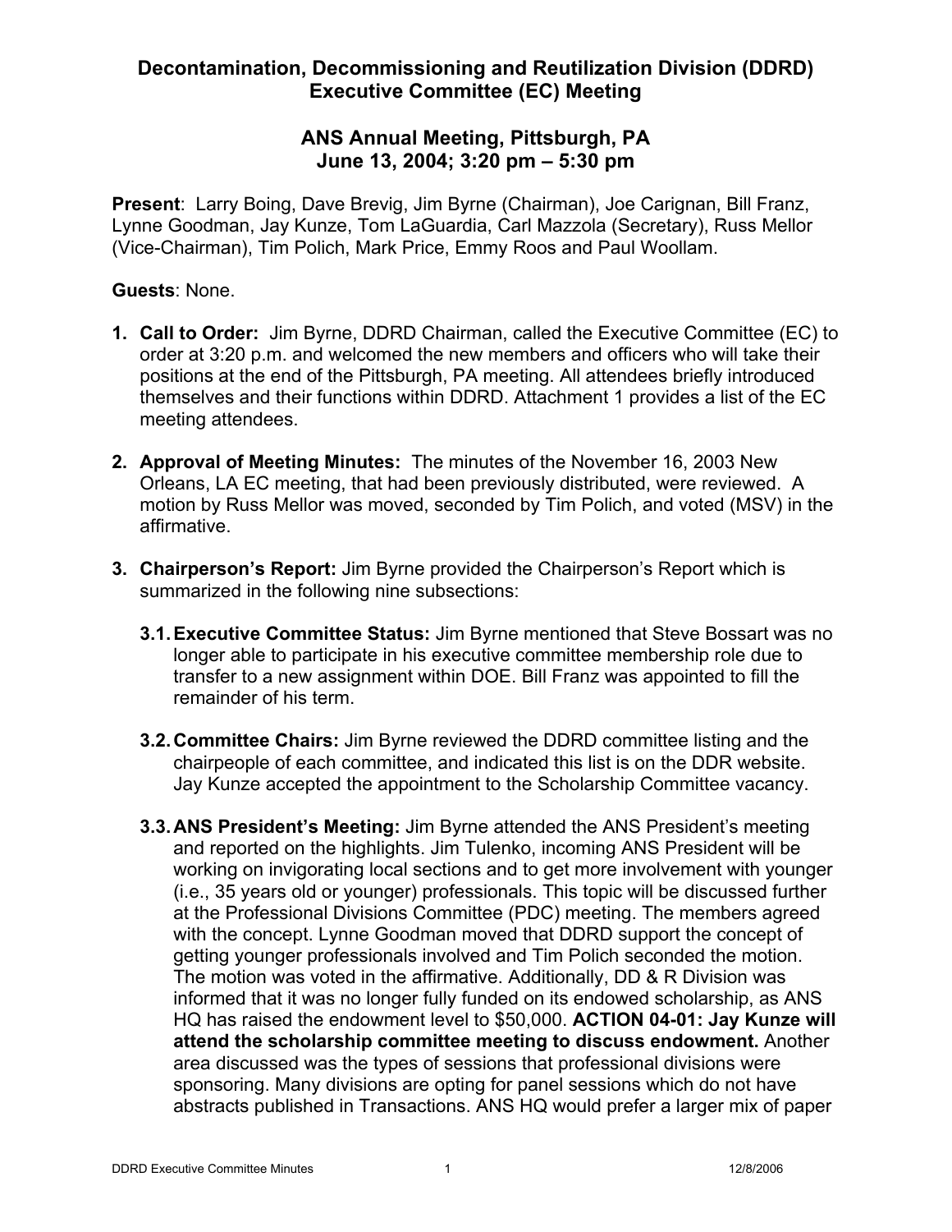# Decontamination, Decommissioning and Reutilization Division (DDRD) Executive Committee (EC) Meeting

## ANS Annual Meeting, Pittsburgh, PA
## June 13, 2004; 3:20 pm – 5:30 pm

**Present**: Larry Boing, Dave Brevig, Jim Byrne (Chairman), Joe Carignan, Bill Franz, Lynne Goodman, Jay Kunze, Tom LaGuardia, Carl Mazzola (Secretary), Russ Mellor (Vice-Chairman), Tim Polich, Mark Price, Emmy Roos and Paul Woollam.

**Guests**: None.

1. **Call to Order:** Jim Byrne, DDRD Chairman, called the Executive Committee (EC) to order at 3:20 p.m. and welcomed the new members and officers who will take their positions at the end of the Pittsburgh, PA meeting. All attendees briefly introduced themselves and their functions within DDRD. Attachment 1 provides a list of the EC meeting attendees.

2. **Approval of Meeting Minutes:** The minutes of the November 16, 2003 New Orleans, LA EC meeting, that had been previously distributed, were reviewed. A motion by Russ Mellor was moved, seconded by Tim Polich, and voted (MSV) in the affirmative.

3. **Chairperson's Report:** Jim Byrne provided the Chairperson's Report which is summarized in the following nine subsections:

   **3.1. Executive Committee Status:** Jim Byrne mentioned that Steve Bossart was no longer able to participate in his executive committee membership role due to transfer to a new assignment within DOE. Bill Franz was appointed to fill the remainder of his term.

   **3.2. Committee Chairs:** Jim Byrne reviewed the DDRD committee listing and the chairpeople of each committee, and indicated this list is on the DDR website. Jay Kunze accepted the appointment to the Scholarship Committee vacancy.

   **3.3. ANS President's Meeting:** Jim Byrne attended the ANS President's meeting and reported on the highlights. Jim Tulenko, incoming ANS President will be working on invigorating local sections and to get more involvement with younger (i.e., 35 years old or younger) professionals. This topic will be discussed further at the Professional Divisions Committee (PDC) meeting. The members agreed with the concept. Lynne Goodman moved that DDRD support the concept of getting younger professionals involved and Tim Polich seconded the motion. The motion was voted in the affirmative. Additionally, DD & R Division was informed that it was no longer fully funded on its endowed scholarship, as ANS HQ has raised the endowment level to $50,000. **ACTION 04-01: Jay Kunze will attend the scholarship committee meeting to discuss endowment.** Another area discussed was the types of sessions that professional divisions were sponsoring. Many divisions are opting for panel sessions which do not have abstracts published in Transactions. ANS HQ would prefer a larger mix of paper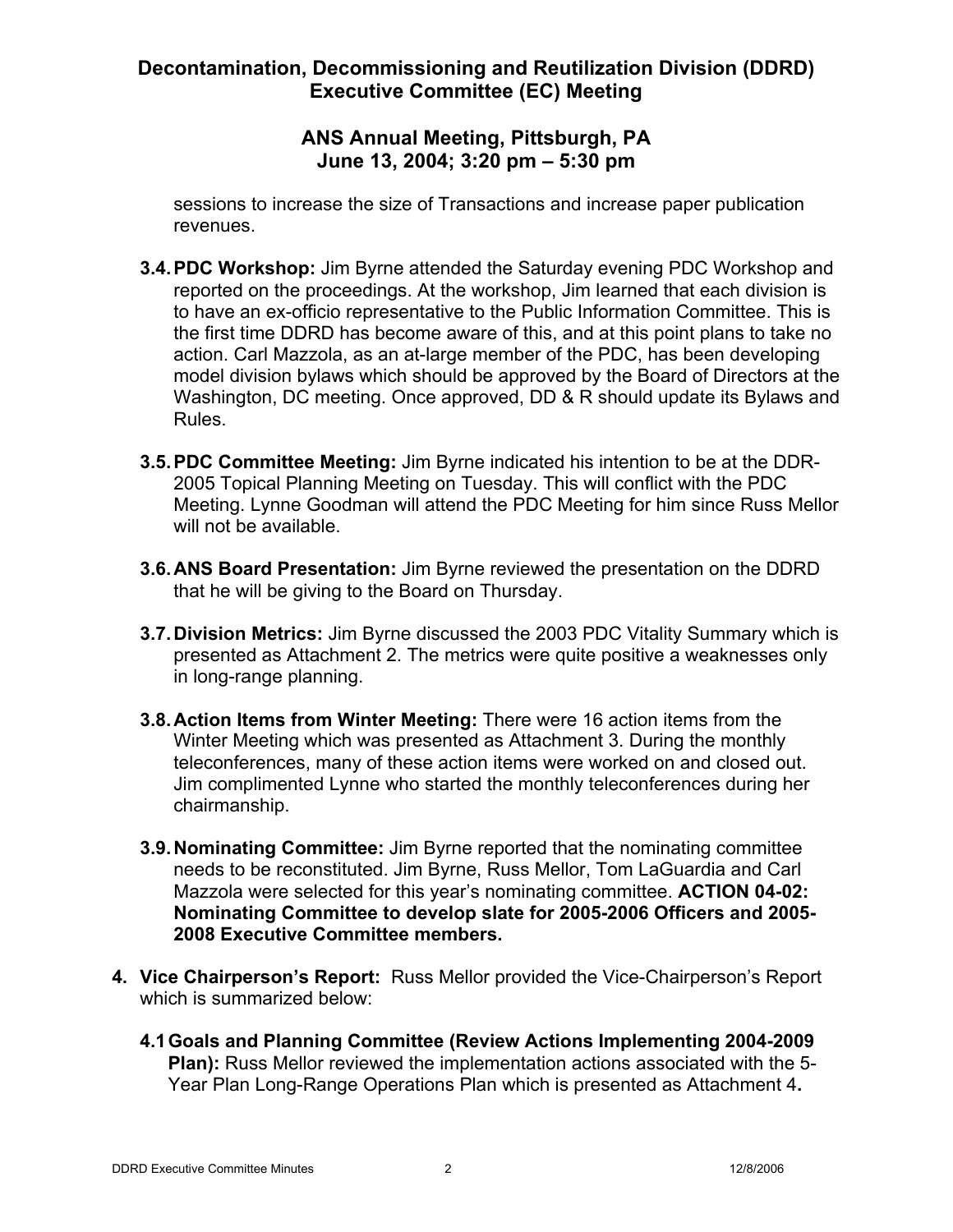sessions to increase the size of Transactions and increase paper publication revenues.

- **3.4. PDC Workshop:** Jim Byrne attended the Saturday evening PDC Workshop and reported on the proceedings. At the workshop, Jim learned that each division is to have an ex-officio representative to the Public Information Committee. This is the first time DDRD has become aware of this, and at this point plans to take no action. Carl Mazzola, as an at-large member of the PDC, has been developing model division bylaws which should be approved by the Board of Directors at the Washington, DC meeting. Once approved, DD & R should update its Bylaws and Rules.

- **3.5. PDC Committee Meeting:** Jim Byrne indicated his intention to be at the DDR-2005 Topical Planning Meeting on Tuesday. This will conflict with the PDC Meeting. Lynne Goodman will attend the PDC Meeting for him since Russ Mellor will not be available.

- **3.6. ANS Board Presentation:** Jim Byrne reviewed the presentation on the DDRD that he will be giving to the Board on Thursday.

- **3.7. Division Metrics:** Jim Byrne discussed the 2003 PDC Vitality Summary which is presented as Attachment 2. The metrics were quite positive a weaknesses only in long-range planning.

- **3.8. Action Items from Winter Meeting:** There were 16 action items from the Winter Meeting which was presented as Attachment 3. During the monthly teleconferences, many of these action items were worked on and closed out. Jim complimented Lynne who started the monthly teleconferences during her chairmanship.

- **3.9. Nominating Committee:** Jim Byrne reported that the nominating committee needs to be reconstituted. Jim Byrne, Russ Mellor, Tom LaGuardia and Carl Mazzola were selected for this year's nominating committee. **ACTION 04-02: Nominating Committee to develop slate for 2005-2006 Officers and 2005-2008 Executive Committee members.**

4. **Vice Chairperson's Report:** Russ Mellor provided the Vice-Chairperson's Report which is summarized below:

   **4.1 Goals and Planning Committee (Review Actions Implementing 2004-2009 Plan):** Russ Mellor reviewed the implementation actions associated with the 5-Year Plan Long-Range Operations Plan which is presented as Attachment 4**.**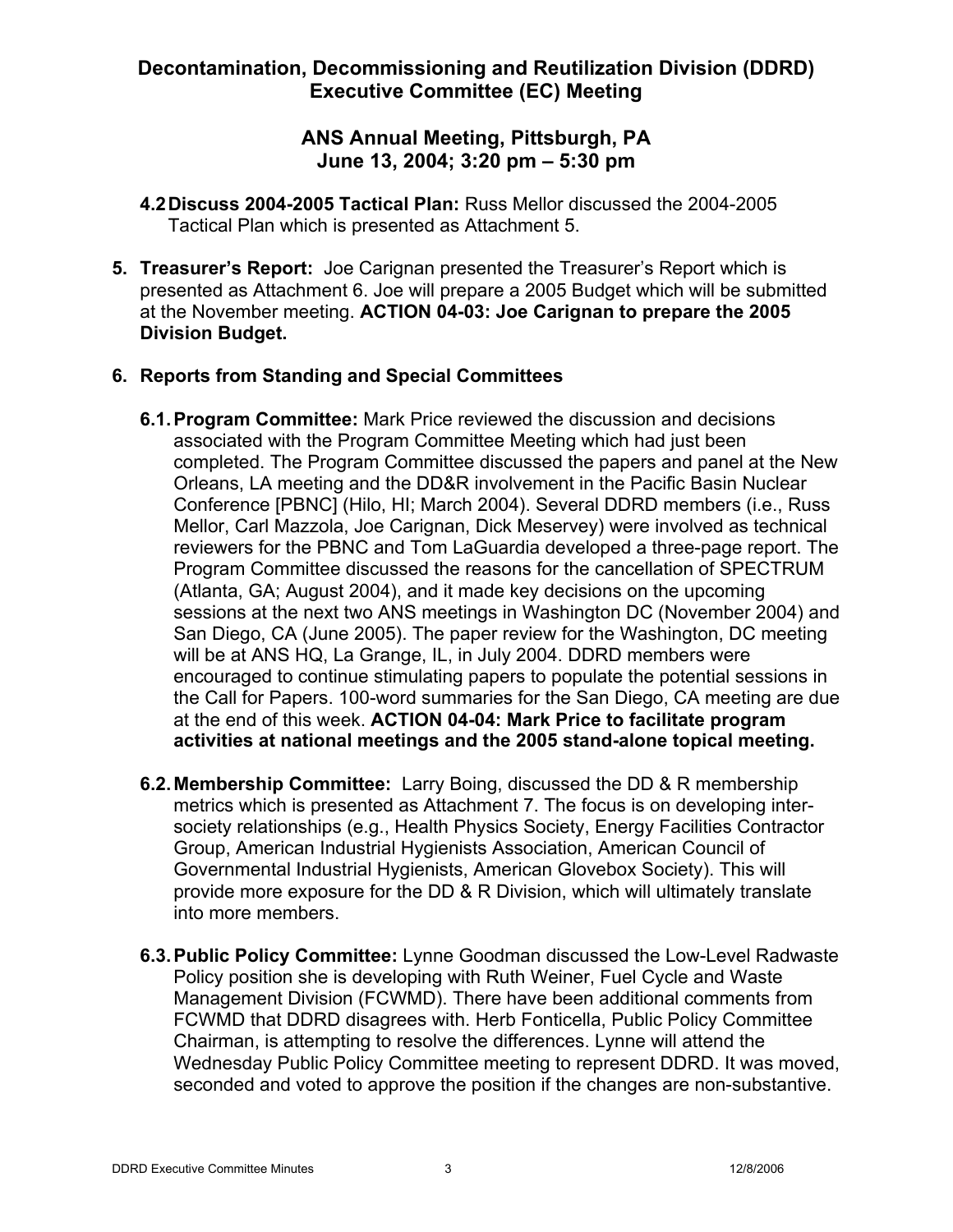**Decontamination, Decommissioning and Reutilization Division (DDRD) Executive Committee (EC) Meeting**

**ANS Annual Meeting, Pittsburgh, PA**
**June 13, 2004; 3:20 pm – 5:30 pm**

- **4.2 Discuss 2004-2005 Tactical Plan:** Russ Mellor discussed the 2004-2005 Tactical Plan which is presented as Attachment 5.

5. **Treasurer's Report:** Joe Carignan presented the Treasurer's Report which is presented as Attachment 6. Joe will prepare a 2005 Budget which will be submitted at the November meeting. **ACTION 04-03: Joe Carignan to prepare the 2005 Division Budget.**

6. **Reports from Standing and Special Committees**

   - **6.1. Program Committee:** Mark Price reviewed the discussion and decisions associated with the Program Committee Meeting which had just been completed. The Program Committee discussed the papers and panel at the New Orleans, LA meeting and the DD&R involvement in the Pacific Basin Nuclear Conference [PBNC] (Hilo, HI; March 2004). Several DDRD members (i.e., Russ Mellor, Carl Mazzola, Joe Carignan, Dick Meservey) were involved as technical reviewers for the PBNC and Tom LaGuardia developed a three-page report. The Program Committee discussed the reasons for the cancellation of SPECTRUM (Atlanta, GA; August 2004), and it made key decisions on the upcoming sessions at the next two ANS meetings in Washington DC (November 2004) and San Diego, CA (June 2005). The paper review for the Washington, DC meeting will be at ANS HQ, La Grange, IL, in July 2004. DDRD members were encouraged to continue stimulating papers to populate the potential sessions in the Call for Papers. 100-word summaries for the San Diego, CA meeting are due at the end of this week. **ACTION 04-04: Mark Price to facilitate program activities at national meetings and the 2005 stand-alone topical meeting.**

   - **6.2. Membership Committee:** Larry Boing, discussed the DD & R membership metrics which is presented as Attachment 7. The focus is on developing inter-society relationships (e.g., Health Physics Society, Energy Facilities Contractor Group, American Industrial Hygienists Association, American Council of Governmental Industrial Hygienists, American Glovebox Society). This will provide more exposure for the DD & R Division, which will ultimately translate into more members.

   - **6.3. Public Policy Committee:** Lynne Goodman discussed the Low-Level Radwaste Policy position she is developing with Ruth Weiner, Fuel Cycle and Waste Management Division (FCWMD). There have been additional comments from FCWMD that DDRD disagrees with. Herb Fonticella, Public Policy Committee Chairman, is attempting to resolve the differences. Lynne will attend the Wednesday Public Policy Committee meeting to represent DDRD. It was moved, seconded and voted to approve the position if the changes are non-substantive.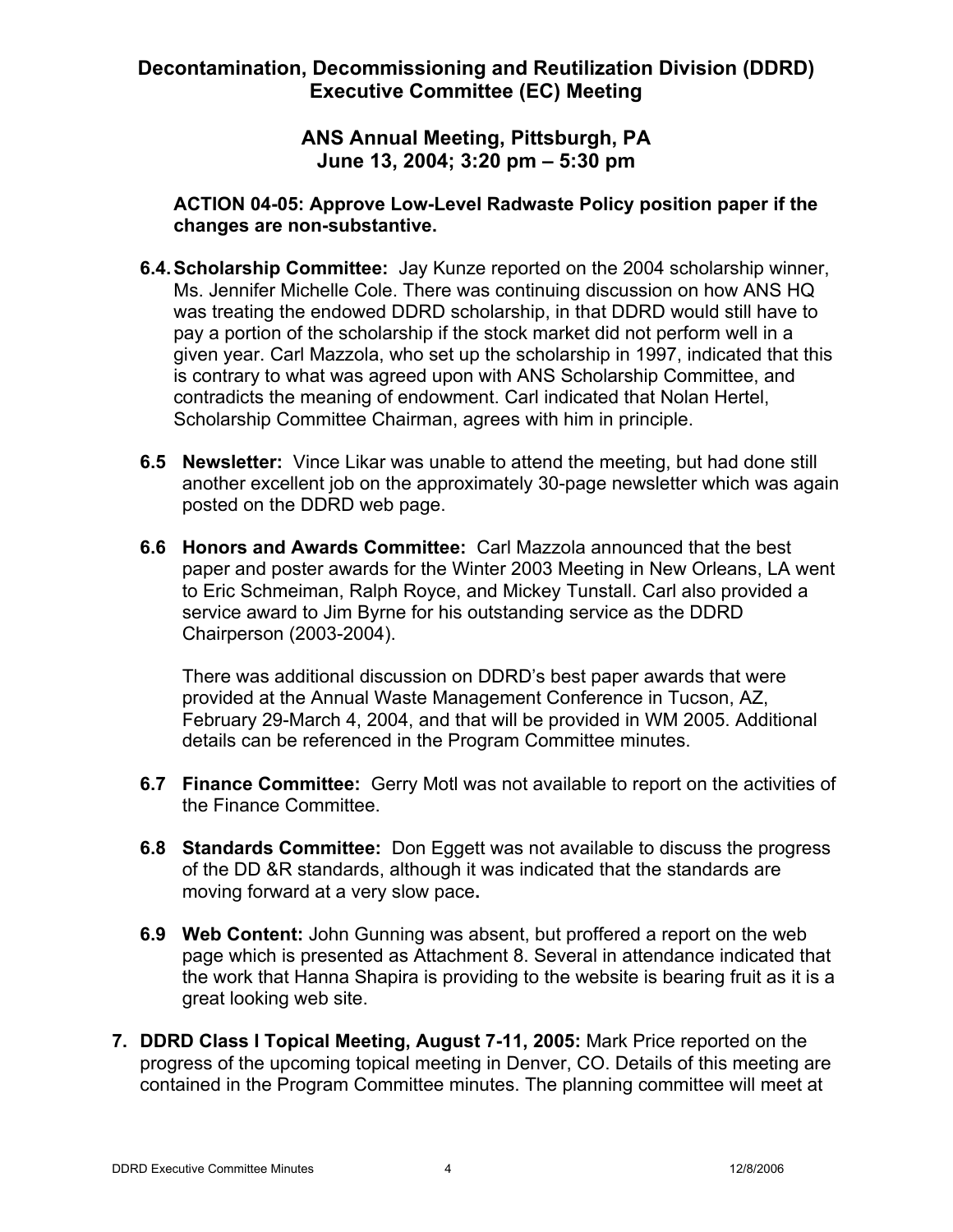# Decontamination, Decommissioning and Reutilization Division (DDRD) Executive Committee (EC) Meeting

## ANS Annual Meeting, Pittsburgh, PA June 13, 2004; 3:20 pm – 5:30 pm

**ACTION 04-05: Approve Low-Level Radwaste Policy position paper if the changes are non-substantive.**

**6.4. Scholarship Committee:** Jay Kunze reported on the 2004 scholarship winner, Ms. Jennifer Michelle Cole. There was continuing discussion on how ANS HQ was treating the endowed DDRD scholarship, in that DDRD would still have to pay a portion of the scholarship if the stock market did not perform well in a given year. Carl Mazzola, who set up the scholarship in 1997, indicated that this is contrary to what was agreed upon with ANS Scholarship Committee, and contradicts the meaning of endowment. Carl indicated that Nolan Hertel, Scholarship Committee Chairman, agrees with him in principle.

**6.5 Newsletter:** Vince Likar was unable to attend the meeting, but had done still another excellent job on the approximately 30-page newsletter which was again posted on the DDRD web page.

**6.6 Honors and Awards Committee:** Carl Mazzola announced that the best paper and poster awards for the Winter 2003 Meeting in New Orleans, LA went to Eric Schmeiman, Ralph Royce, and Mickey Tunstall. Carl also provided a service award to Jim Byrne for his outstanding service as the DDRD Chairperson (2003-2004).

There was additional discussion on DDRD's best paper awards that were provided at the Annual Waste Management Conference in Tucson, AZ, February 29-March 4, 2004, and that will be provided in WM 2005. Additional details can be referenced in the Program Committee minutes.

**6.7 Finance Committee:** Gerry Motl was not available to report on the activities of the Finance Committee.

**6.8 Standards Committee:** Don Eggett was not available to discuss the progress of the DD &R standards, although it was indicated that the standards are moving forward at a very slow pace**.**

**6.9 Web Content:** John Gunning was absent, but proffered a report on the web page which is presented as Attachment 8. Several in attendance indicated that the work that Hanna Shapira is providing to the website is bearing fruit as it is a great looking web site.

**7. DDRD Class I Topical Meeting, August 7-11, 2005:** Mark Price reported on the progress of the upcoming topical meeting in Denver, CO. Details of this meeting are contained in the Program Committee minutes. The planning committee will meet at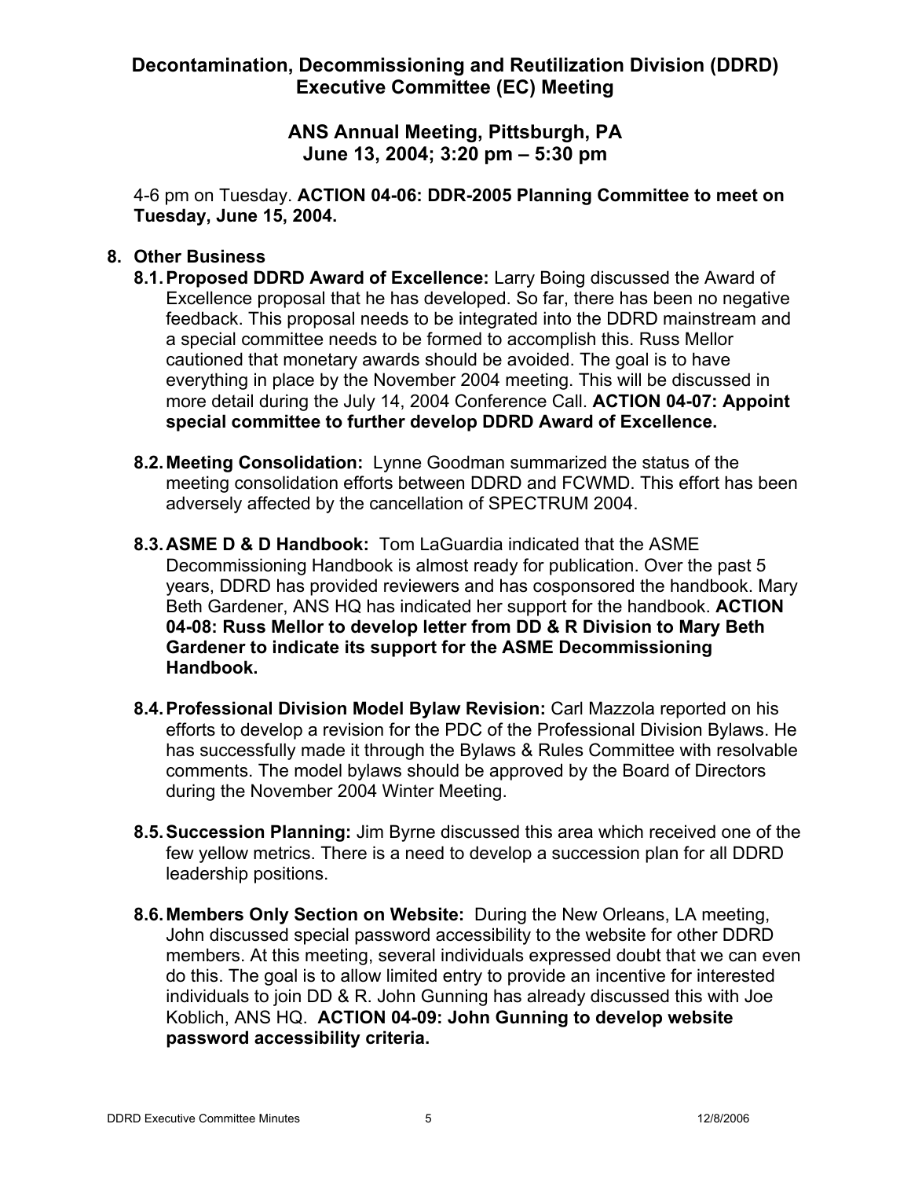4-6 pm on Tuesday. **ACTION 04-06: DDR-2005 Planning Committee to meet on Tuesday, June 15, 2004.**

## 8. Other Business

**8.1. Proposed DDRD Award of Excellence:** Larry Boing discussed the Award of Excellence proposal that he has developed. So far, there has been no negative feedback. This proposal needs to be integrated into the DDRD mainstream and a special committee needs to be formed to accomplish this. Russ Mellor cautioned that monetary awards should be avoided. The goal is to have everything in place by the November 2004 meeting. This will be discussed in more detail during the July 14, 2004 Conference Call. **ACTION 04-07: Appoint special committee to further develop DDRD Award of Excellence.**

**8.2. Meeting Consolidation:** Lynne Goodman summarized the status of the meeting consolidation efforts between DDRD and FCWMD. This effort has been adversely affected by the cancellation of SPECTRUM 2004.

**8.3. ASME D & D Handbook:** Tom LaGuardia indicated that the ASME Decommissioning Handbook is almost ready for publication. Over the past 5 years, DDRD has provided reviewers and has cosponsored the handbook. Mary Beth Gardener, ANS HQ has indicated her support for the handbook. **ACTION 04-08: Russ Mellor to develop letter from DD & R Division to Mary Beth Gardener to indicate its support for the ASME Decommissioning Handbook.**

**8.4. Professional Division Model Bylaw Revision:** Carl Mazzola reported on his efforts to develop a revision for the PDC of the Professional Division Bylaws. He has successfully made it through the Bylaws & Rules Committee with resolvable comments. The model bylaws should be approved by the Board of Directors during the November 2004 Winter Meeting.

**8.5. Succession Planning:** Jim Byrne discussed this area which received one of the few yellow metrics. There is a need to develop a succession plan for all DDRD leadership positions.

**8.6. Members Only Section on Website:** During the New Orleans, LA meeting, John discussed special password accessibility to the website for other DDRD members. At this meeting, several individuals expressed doubt that we can even do this. The goal is to allow limited entry to provide an incentive for interested individuals to join DD & R. John Gunning has already discussed this with Joe Koblich, ANS HQ. **ACTION 04-09: John Gunning to develop website password accessibility criteria.**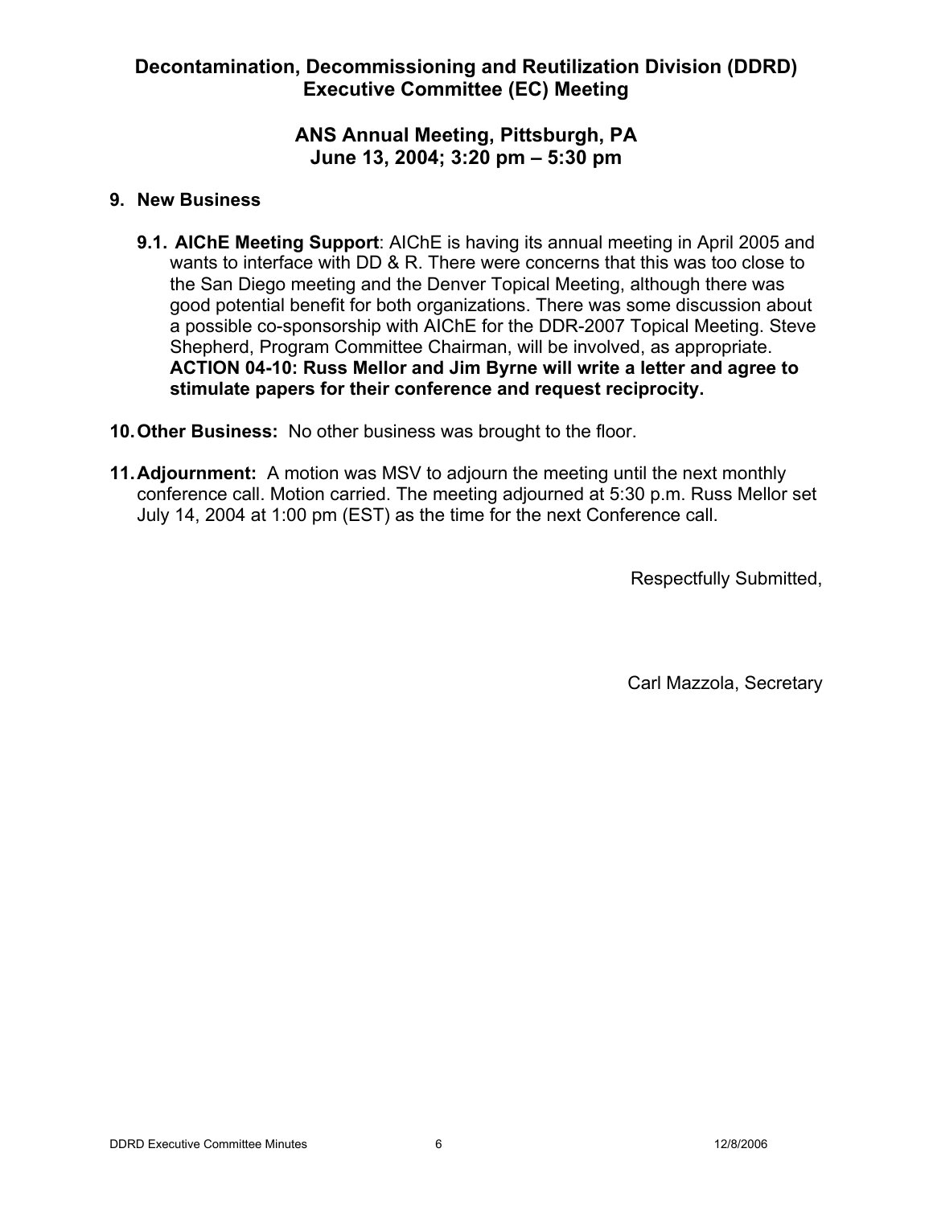# Decontamination, Decommissioning and Reutilization Division (DDRD) Executive Committee (EC) Meeting

## ANS Annual Meeting, Pittsburgh, PA
## June 13, 2004; 3:20 pm – 5:30 pm

**9. New Business**

**9.1. AIChE Meeting Support**: AIChE is having its annual meeting in April 2005 and wants to interface with DD & R. There were concerns that this was too close to the San Diego meeting and the Denver Topical Meeting, although there was good potential benefit for both organizations. There was some discussion about a possible co-sponsorship with AIChE for the DDR-2007 Topical Meeting. Steve Shepherd, Program Committee Chairman, will be involved, as appropriate. **ACTION 04-10: Russ Mellor and Jim Byrne will write a letter and agree to stimulate papers for their conference and request reciprocity.**

**10. Other Business:** No other business was brought to the floor.

**11. Adjournment:** A motion was MSV to adjourn the meeting until the next monthly conference call. Motion carried. The meeting adjourned at 5:30 p.m. Russ Mellor set July 14, 2004 at 1:00 pm (EST) as the time for the next Conference call.

Respectfully Submitted,

Carl Mazzola, Secretary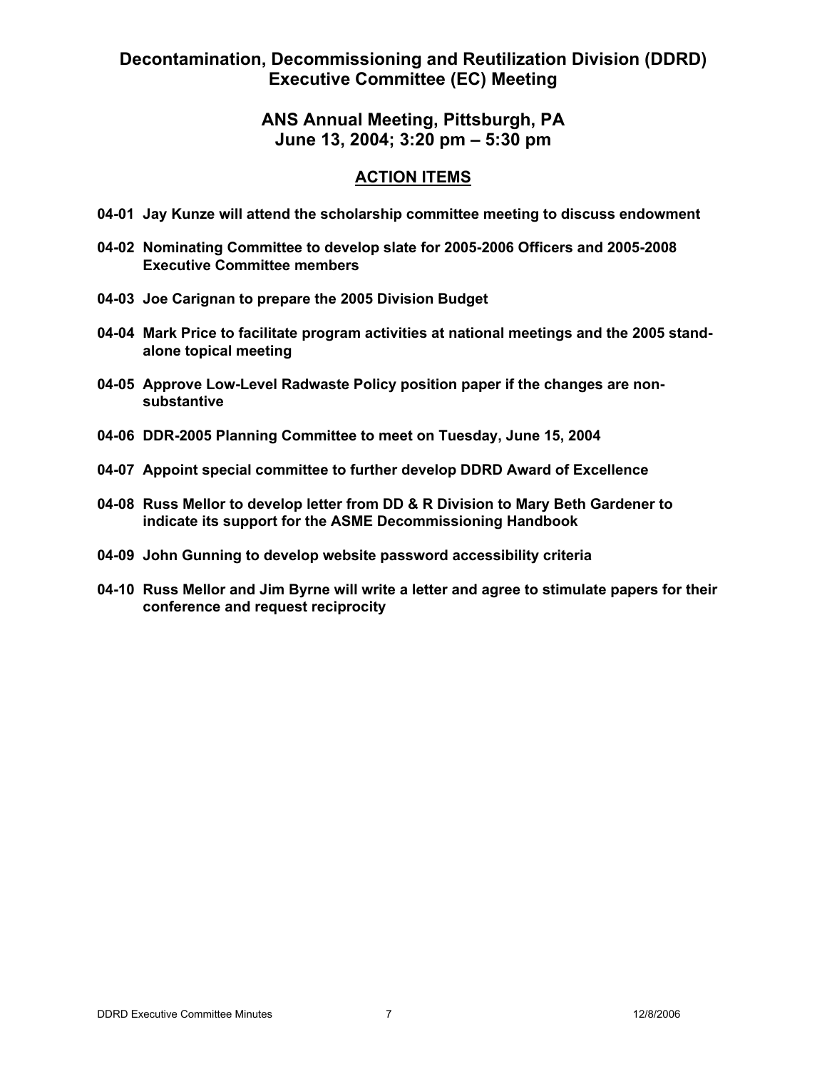# Decontamination, Decommissioning and Reutilization Division (DDRD) Executive Committee (EC) Meeting

## ANS Annual Meeting, Pittsburgh, PA
## June 13, 2004; 3:20 pm – 5:30 pm

### ACTION ITEMS

**04-01 Jay Kunze will attend the scholarship committee meeting to discuss endowment**

**04-02 Nominating Committee to develop slate for 2005-2006 Officers and 2005-2008 Executive Committee members**

**04-03 Joe Carignan to prepare the 2005 Division Budget**

**04-04 Mark Price to facilitate program activities at national meetings and the 2005 stand-alone topical meeting**

**04-05 Approve Low-Level Radwaste Policy position paper if the changes are non-substantive**

**04-06 DDR-2005 Planning Committee to meet on Tuesday, June 15, 2004**

**04-07 Appoint special committee to further develop DDRD Award of Excellence**

**04-08 Russ Mellor to develop letter from DD & R Division to Mary Beth Gardener to indicate its support for the ASME Decommissioning Handbook**

**04-09 John Gunning to develop website password accessibility criteria**

**04-10 Russ Mellor and Jim Byrne will write a letter and agree to stimulate papers for their conference and request reciprocity**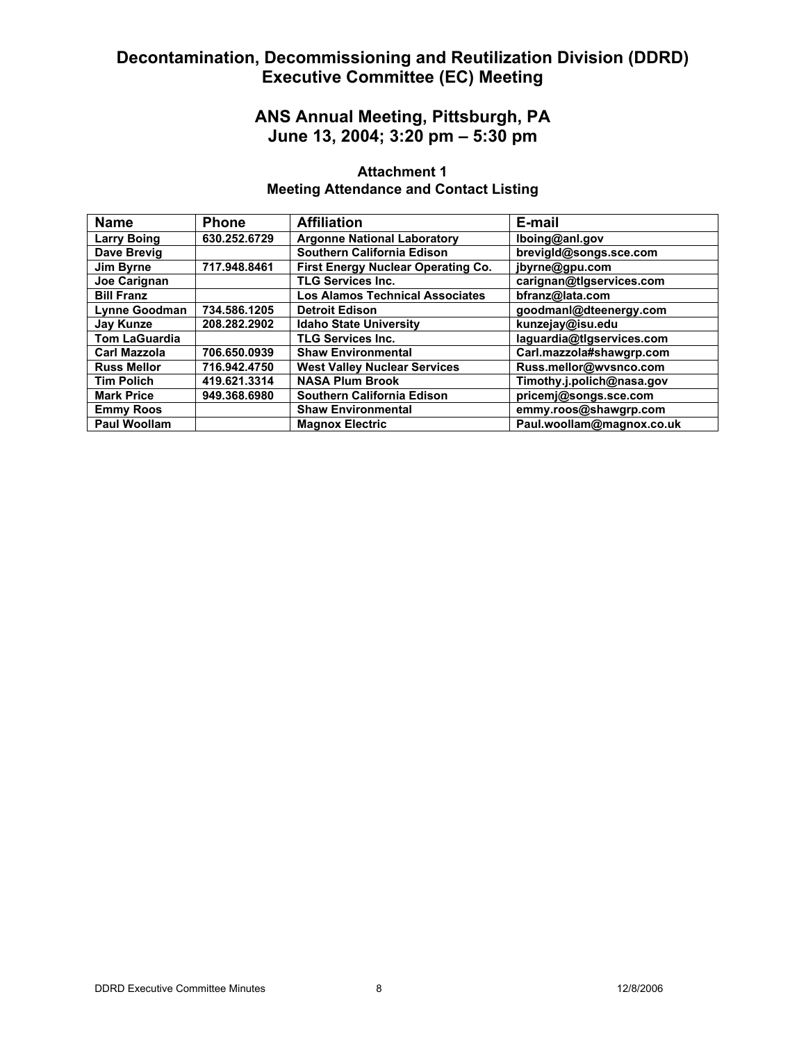# Decontamination, Decommissioning and Reutilization Division (DDRD) Executive Committee (EC) Meeting

## ANS Annual Meeting, Pittsburgh, PA
## June 13, 2004; 3:20 pm – 5:30 pm

### Attachment 1
### Meeting Attendance and Contact Listing

| Name | Phone | Affiliation | E-mail |
|---|---|---|---|
| Larry Boing | 630.252.6729 | Argonne National Laboratory | lboing@anl.gov |
| Dave Brevig | | Southern California Edison | brevigld@songs.sce.com |
| Jim Byrne | 717.948.8461 | First Energy Nuclear Operating Co. | jbyrne@gpu.com |
| Joe Carignan | | TLG Services Inc. | carignan@tlgservices.com |
| Bill Franz | | Los Alamos Technical Associates | bfranz@lata.com |
| Lynne Goodman | 734.586.1205 | Detroit Edison | goodmanl@dteenergy.com |
| Jay Kunze | 208.282.2902 | Idaho State University | kunzejay@isu.edu |
| Tom LaGuardia | | TLG Services Inc. | laguardia@tlgservices.com |
| Carl Mazzola | 706.650.0939 | Shaw Environmental | Carl.mazzola#shawgrp.com |
| Russ Mellor | 716.942.4750 | West Valley Nuclear Services | Russ.mellor@wvsnco.com |
| Tim Polich | 419.621.3314 | NASA Plum Brook | Timothy.j.polich@nasa.gov |
| Mark Price | 949.368.6980 | Southern California Edison | pricemj@songs.sce.com |
| Emmy Roos | | Shaw Environmental | emmy.roos@shawgrp.com |
| Paul Woollam | | Magnox Electric | Paul.woollam@magnox.co.uk |